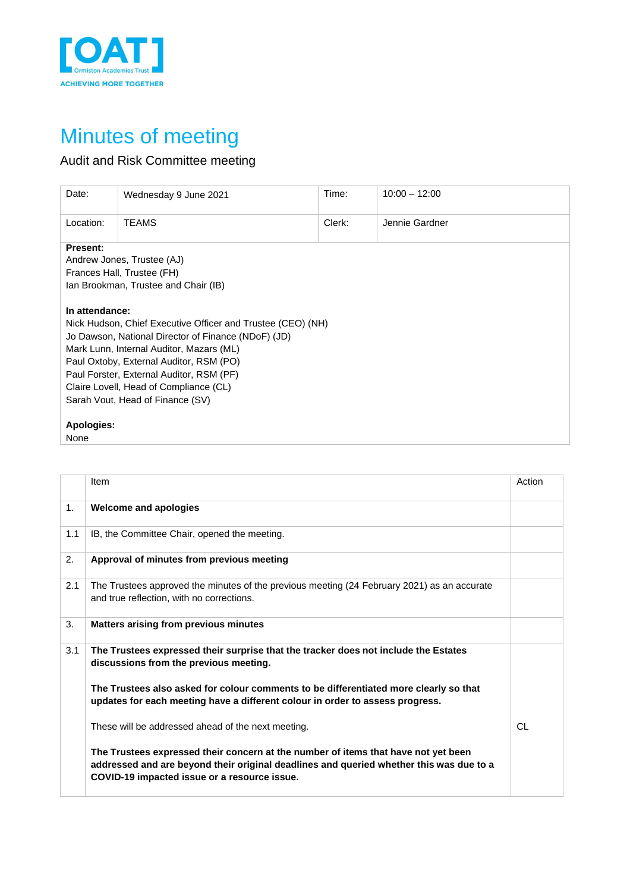[OAT]
Ormiston Academies Trust
ACHIEVING MORE TOGETHER

# Minutes of meeting

Audit and Risk Committee meeting

| Date: | Wednesday 9 June 2021 | Time: | 10:00 – 12:00 |
|---|---|---|---|
| Location: | TEAMS | Clerk: | Jennie Gardner |

**Present:**
Andrew Jones, Trustee (AJ)
Frances Hall, Trustee (FH)
Ian Brookman, Trustee and Chair (IB)

**In attendance:**
Nick Hudson, Chief Executive Officer and Trustee (CEO) (NH)
Jo Dawson, National Director of Finance (NDoF) (JD)
Mark Lunn, Internal Auditor, Mazars (ML)
Paul Oxtoby, External Auditor, RSM (PO)
Paul Forster, External Auditor, RSM (PF)
Claire Lovell, Head of Compliance (CL)
Sarah Vout, Head of Finance (SV)

**Apologies:**
None

| | Item | Action |
|---|---|---|
| 1. | **Welcome and apologies** | |
| 1.1 | IB, the Committee Chair, opened the meeting. | |
| 2. | **Approval of minutes from previous meeting** | |
| 2.1 | The Trustees approved the minutes of the previous meeting (24 February 2021) as an accurate and true reflection, with no corrections. | |
| 3. | **Matters arising from previous minutes** | |
| 3.1 | **The Trustees expressed their surprise that the tracker does not include the Estates discussions from the previous meeting.**<br><br>**The Trustees also asked for colour comments to be differentiated more clearly so that updates for each meeting have a different colour in order to assess progress.**<br><br>These will be addressed ahead of the next meeting.<br><br>**The Trustees expressed their concern at the number of items that have not yet been addressed and are beyond their original deadlines and queried whether this was due to a COVID-19 impacted issue or a resource issue.** | CL |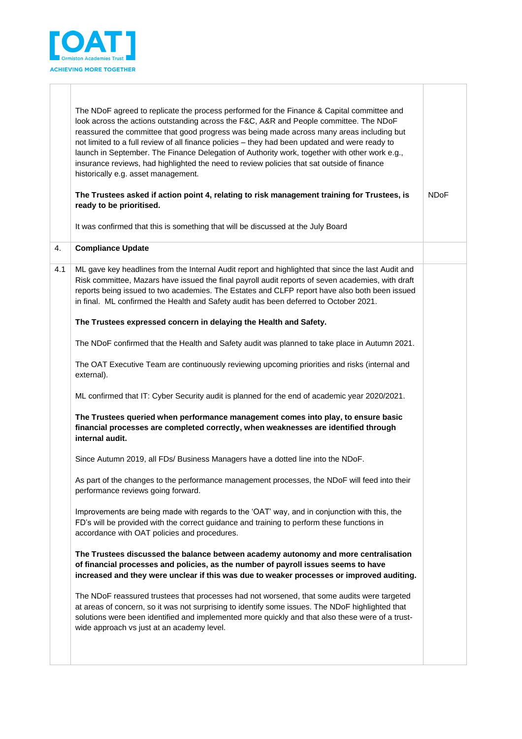| | | |
|---|---|---|
| | The NDoF agreed to replicate the process performed for the Finance & Capital committee and look across the actions outstanding across the F&C, A&R and People committee. The NDoF reassured the committee that good progress was being made across many areas including but not limited to a full review of all finance policies – they had been updated and were ready to launch in September. The Finance Delegation of Authority work, together with other work e.g., insurance reviews, had highlighted the need to review policies that sat outside of finance historically e.g. asset management.<br><br>**The Trustees asked if action point 4, relating to risk management training for Trustees, is ready to be prioritised.**<br><br>It was confirmed that this is something that will be discussed at the July Board | NDoF |
| 4. | **Compliance Update** | |
| 4.1 | ML gave key headlines from the Internal Audit report and highlighted that since the last Audit and Risk committee, Mazars have issued the final payroll audit reports of seven academies, with draft reports being issued to two academies. The Estates and CLFP report have also both been issued in final. ML confirmed the Health and Safety audit has been deferred to October 2021.<br><br>**The Trustees expressed concern in delaying the Health and Safety.**<br><br>The NDoF confirmed that the Health and Safety audit was planned to take place in Autumn 2021.<br><br>The OAT Executive Team are continuously reviewing upcoming priorities and risks (internal and external).<br><br>ML confirmed that IT: Cyber Security audit is planned for the end of academic year 2020/2021.<br><br>**The Trustees queried when performance management comes into play, to ensure basic financial processes are completed correctly, when weaknesses are identified through internal audit.**<br><br>Since Autumn 2019, all FDs/ Business Managers have a dotted line into the NDoF.<br><br>As part of the changes to the performance management processes, the NDoF will feed into their performance reviews going forward.<br><br>Improvements are being made with regards to the 'OAT' way, and in conjunction with this, the FD's will be provided with the correct guidance and training to perform these functions in accordance with OAT policies and procedures.<br><br>**The Trustees discussed the balance between academy autonomy and more centralisation of financial processes and policies, as the number of payroll issues seems to have increased and they were unclear if this was due to weaker processes or improved auditing.**<br><br>The NDoF reassured trustees that processes had not worsened, that some audits were targeted at areas of concern, so it was not surprising to identify some issues. The NDoF highlighted that solutions were been identified and implemented more quickly and that also these were of a trust-wide approach vs just at an academy level. | |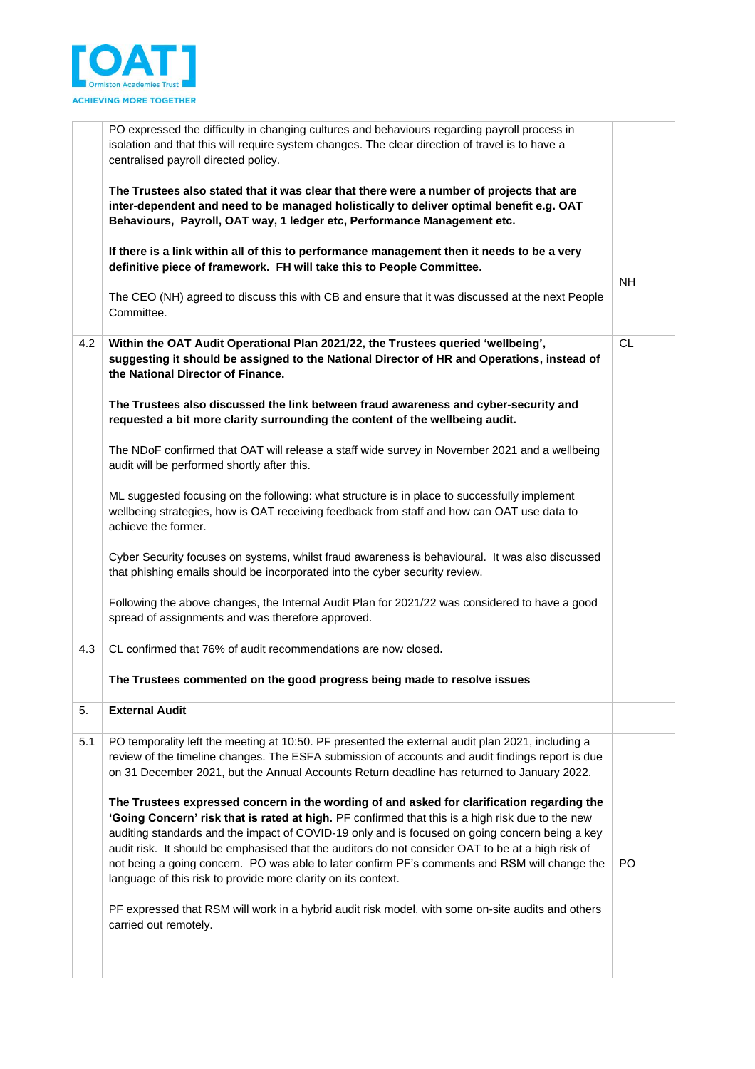| | | |
|---|---|---|
| | PO expressed the difficulty in changing cultures and behaviours regarding payroll process in isolation and that this will require system changes. The clear direction of travel is to have a centralised payroll directed policy.<br><br>**The Trustees also stated that it was clear that there were a number of projects that are inter-dependent and need to be managed holistically to deliver optimal benefit e.g. OAT Behaviours, Payroll, OAT way, 1 ledger etc, Performance Management etc.**<br><br>**If there is a link within all of this to performance management then it needs to be a very definitive piece of framework. FH will take this to People Committee.**<br><br>The CEO (NH) agreed to discuss this with CB and ensure that it was discussed at the next People Committee. | NH |
| 4.2 | **Within the OAT Audit Operational Plan 2021/22, the Trustees queried 'wellbeing', suggesting it should be assigned to the National Director of HR and Operations, instead of the National Director of Finance.**<br><br>**The Trustees also discussed the link between fraud awareness and cyber-security and requested a bit more clarity surrounding the content of the wellbeing audit.**<br><br>The NDoF confirmed that OAT will release a staff wide survey in November 2021 and a wellbeing audit will be performed shortly after this.<br><br>ML suggested focusing on the following: what structure is in place to successfully implement wellbeing strategies, how is OAT receiving feedback from staff and how can OAT use data to achieve the former.<br><br>Cyber Security focuses on systems, whilst fraud awareness is behavioural. It was also discussed that phishing emails should be incorporated into the cyber security review.<br><br>Following the above changes, the Internal Audit Plan for 2021/22 was considered to have a good spread of assignments and was therefore approved. | CL |
| 4.3 | CL confirmed that 76% of audit recommendations are now closed.<br><br>**The Trustees commented on the good progress being made to resolve issues** | |
| 5. | **External Audit** | |
| 5.1 | PO temporality left the meeting at 10:50. PF presented the external audit plan 2021, including a review of the timeline changes. The ESFA submission of accounts and audit findings report is due on 31 December 2021, but the Annual Accounts Return deadline has returned to January 2022.<br><br>**The Trustees expressed concern in the wording of and asked for clarification regarding the 'Going Concern' risk that is rated at high.** PF confirmed that this is a high risk due to the new auditing standards and the impact of COVID-19 only and is focused on going concern being a key audit risk. It should be emphasised that the auditors do not consider OAT to be at a high risk of not being a going concern. PO was able to later confirm PF's comments and RSM will change the language of this risk to provide more clarity on its context.<br><br>PF expressed that RSM will work in a hybrid audit risk model, with some on-site audits and others carried out remotely. | PO |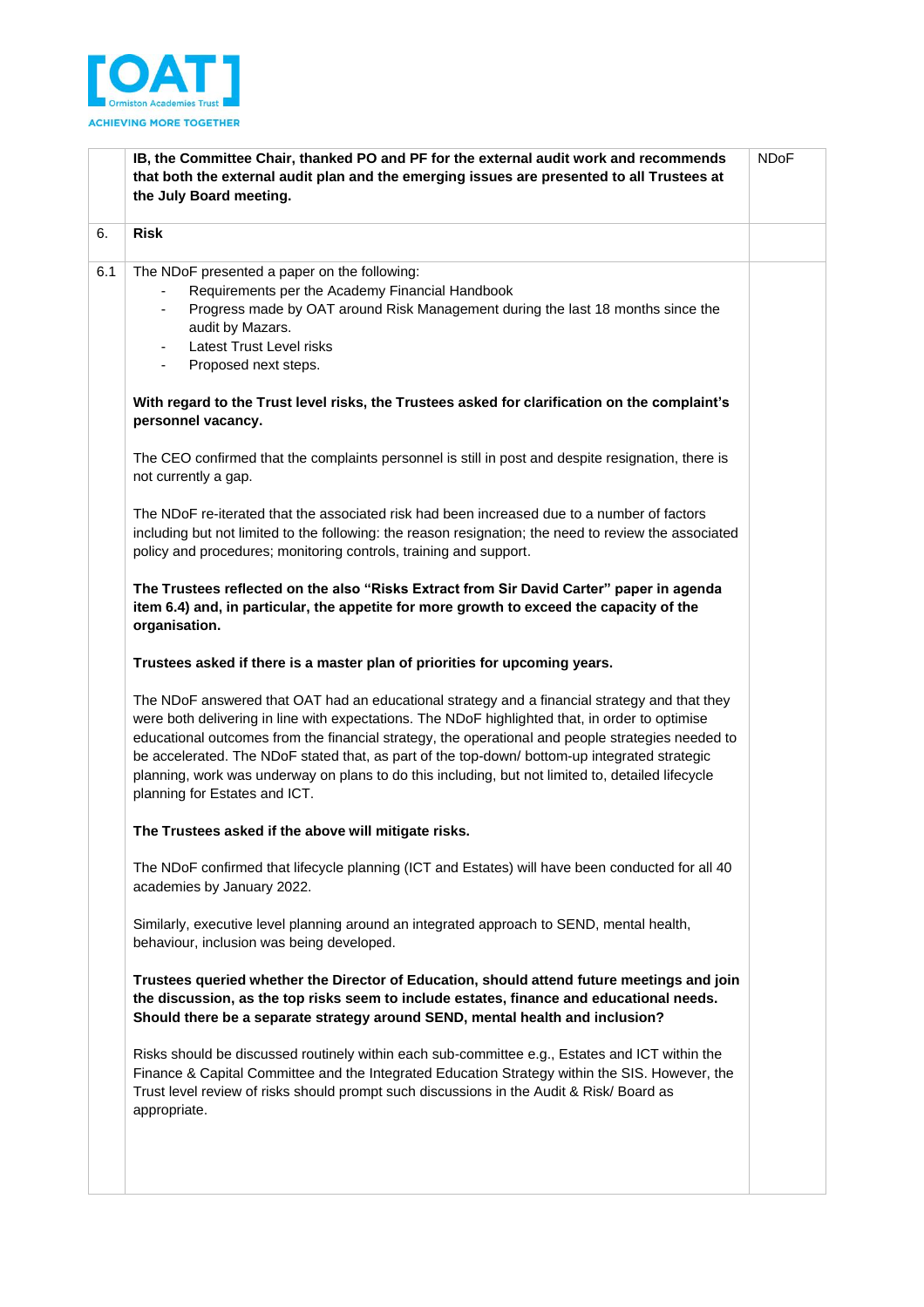| | | |
|---|---|---|
| | **IB, the Committee Chair, thanked PO and PF for the external audit work and recommends that both the external audit plan and the emerging issues are presented to all Trustees at the July Board meeting.** | NDoF |
| 6. | **Risk** | |
| 6.1 | The NDoF presented a paper on the following:<br>- Requirements per the Academy Financial Handbook<br>- Progress made by OAT around Risk Management during the last 18 months since the audit by Mazars.<br>- Latest Trust Level risks<br>- Proposed next steps.<br><br>**With regard to the Trust level risks, the Trustees asked for clarification on the complaint's personnel vacancy.**<br><br>The CEO confirmed that the complaints personnel is still in post and despite resignation, there is not currently a gap.<br><br>The NDoF re-iterated that the associated risk had been increased due to a number of factors including but not limited to the following: the reason resignation; the need to review the associated policy and procedures; monitoring controls, training and support.<br><br>**The Trustees reflected on the also "Risks Extract from Sir David Carter" paper in agenda item 6.4) and, in particular, the appetite for more growth to exceed the capacity of the organisation.**<br><br>**Trustees asked if there is a master plan of priorities for upcoming years.**<br><br>The NDoF answered that OAT had an educational strategy and a financial strategy and that they were both delivering in line with expectations. The NDoF highlighted that, in order to optimise educational outcomes from the financial strategy, the operational and people strategies needed to be accelerated. The NDoF stated that, as part of the top-down/ bottom-up integrated strategic planning, work was underway on plans to do this including, but not limited to, detailed lifecycle planning for Estates and ICT.<br><br>**The Trustees asked if the above will mitigate risks.**<br><br>The NDoF confirmed that lifecycle planning (ICT and Estates) will have been conducted for all 40 academies by January 2022.<br><br>Similarly, executive level planning around an integrated approach to SEND, mental health, behaviour, inclusion was being developed.<br><br>**Trustees queried whether the Director of Education, should attend future meetings and join the discussion, as the top risks seem to include estates, finance and educational needs. Should there be a separate strategy around SEND, mental health and inclusion?**<br><br>Risks should be discussed routinely within each sub-committee e.g., Estates and ICT within the Finance & Capital Committee and the Integrated Education Strategy within the SIS. However, the Trust level review of risks should prompt such discussions in the Audit & Risk/ Board as appropriate. | |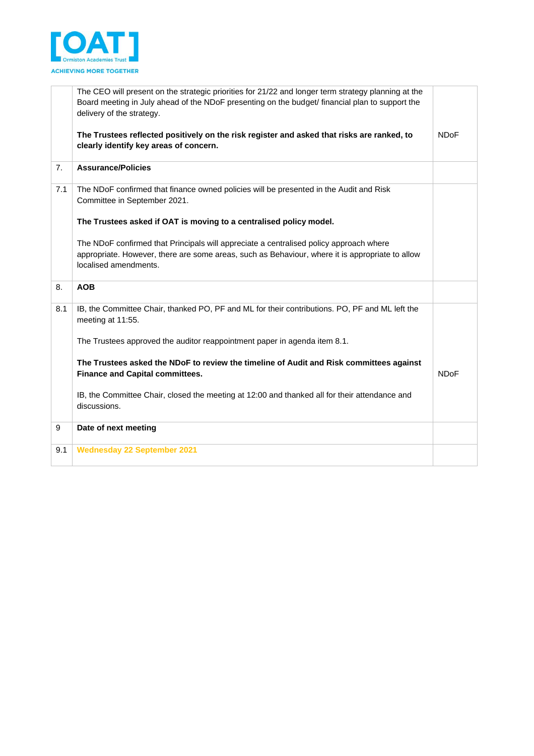| | | |
|---|---|---|
| | The CEO will present on the strategic priorities for 21/22 and longer term strategy planning at the Board meeting in July ahead of the NDoF presenting on the budget/ financial plan to support the delivery of the strategy.<br><br>**The Trustees reflected positively on the risk register and asked that risks are ranked, to clearly identify key areas of concern.** | NDoF |
| 7. | **Assurance/Policies** | |
| 7.1 | The NDoF confirmed that finance owned policies will be presented in the Audit and Risk Committee in September 2021.<br><br>**The Trustees asked if OAT is moving to a centralised policy model.**<br><br>The NDoF confirmed that Principals will appreciate a centralised policy approach where appropriate. However, there are some areas, such as Behaviour, where it is appropriate to allow localised amendments. | |
| 8. | **AOB** | |
| 8.1 | IB, the Committee Chair, thanked PO, PF and ML for their contributions. PO, PF and ML left the meeting at 11:55.<br><br>The Trustees approved the auditor reappointment paper in agenda item 8.1.<br><br>**The Trustees asked the NDoF to review the timeline of Audit and Risk committees against Finance and Capital committees.**<br><br>IB, the Committee Chair, closed the meeting at 12:00 and thanked all for their attendance and discussions. | NDoF |
| 9 | **Date of next meeting** | |
| 9.1 | **Wednesday 22 September 2021** | |